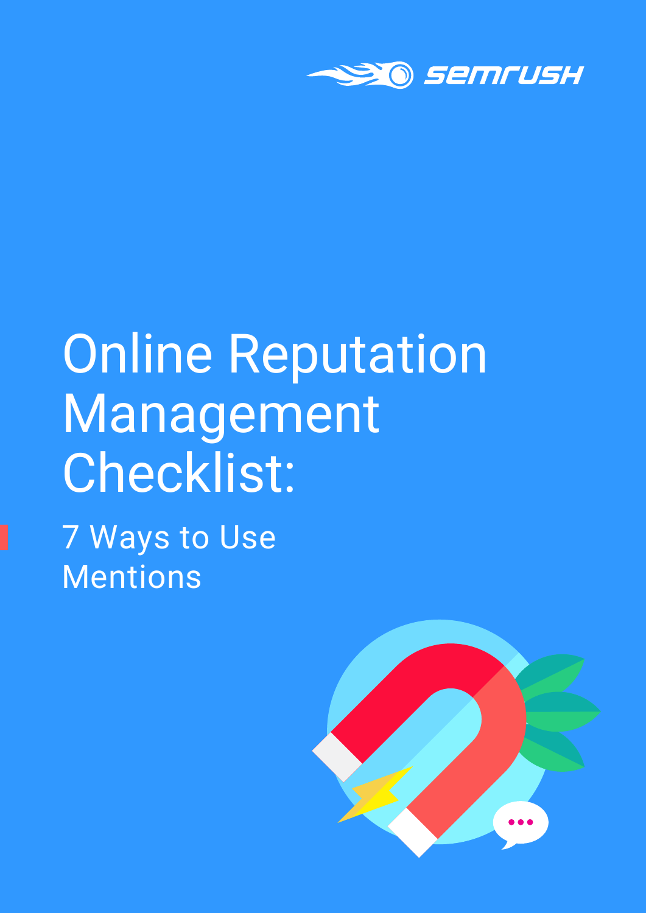SEMRUSH

# Online Reputation Management Checklist:

## 7 Ways to Use Mentions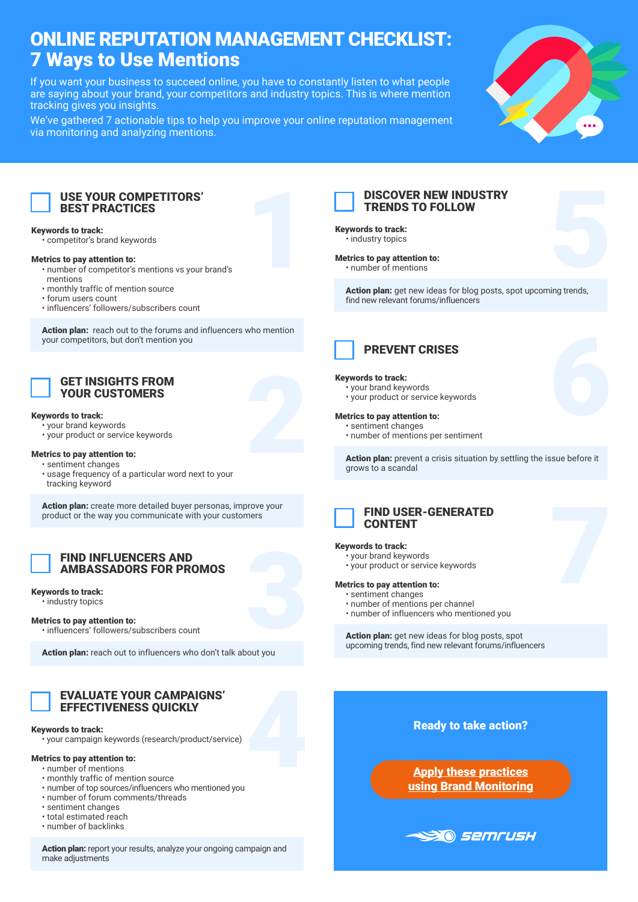# ONLINE REPUTATION MANAGEMENT CHECKLIST: 7 Ways to Use Mentions

If you want your business to succeed online, you have to constantly listen to what people are saying about your brand, your competitors and industry topics. This is where mention tracking gives you insights.

We've gathered 7 actionable tips to help you improve your online reputation management via monitoring and analyzing mentions.

## 1. USE YOUR COMPETITORS' BEST PRACTICES

**Keywords to track:**
- competitor's brand keywords

**Metrics to pay attention to:**
- number of competitor's mentions vs your brand's mentions
- monthly traffic of mention source
- forum users count
- influencers' followers/subscribers count

**Action plan:** reach out to the forums and influencers who mention your competitors, but don't mention you

## 2. GET INSIGHTS FROM YOUR CUSTOMERS

**Keywords to track:**
- your brand keywords
- your product or service keywords

**Metrics to pay attention to:**
- sentiment changes
- usage frequency of a particular word next to your tracking keyword

**Action plan:** create more detailed buyer personas, improve your product or the way you communicate with your customers

## 3. FIND INFLUENCERS AND AMBASSADORS FOR PROMOS

**Keywords to track:**
- industry topics

**Metrics to pay attention to:**
- influencers' followers/subscribers count

**Action plan:** reach out to influencers who don't talk about you

## 4. EVALUATE YOUR CAMPAIGNS' EFFECTIVENESS QUICKLY

**Keywords to track:**
- your campaign keywords (research/product/service)

**Metrics to pay attention to:**
- number of mentions
- monthly traffic of mention source
- number of top sources/influencers who mentioned you
- number of forum comments/threads
- sentiment changes
- total estimated reach
- number of backlinks

**Action plan:** report your results, analyze your ongoing campaign and make adjustments

## 5. DISCOVER NEW INDUSTRY TRENDS TO FOLLOW

**Keywords to track:**
- industry topics

**Metrics to pay attention to:**
- number of mentions

**Action plan:** get new ideas for blog posts, spot upcoming trends, find new relevant forums/influencers

## 6. PREVENT CRISES

**Keywords to track:**
- your brand keywords
- your product or service keywords

**Metrics to pay attention to:**
- sentiment changes
- number of mentions per sentiment

**Action plan:** prevent a crisis situation by settling the issue before it grows to a scandal

## 7. FIND USER-GENERATED CONTENT

**Keywords to track:**
- your brand keywords
- your product or service keywords

**Metrics to pay attention to:**
- sentiment changes
- number of mentions per channel
- number of influencers who mentioned you

**Action plan:** get new ideas for blog posts, spot upcoming trends, find new relevant forums/influencers

**Ready to take action?**

**Apply these practices using Brand Monitoring**

SEMRUSH